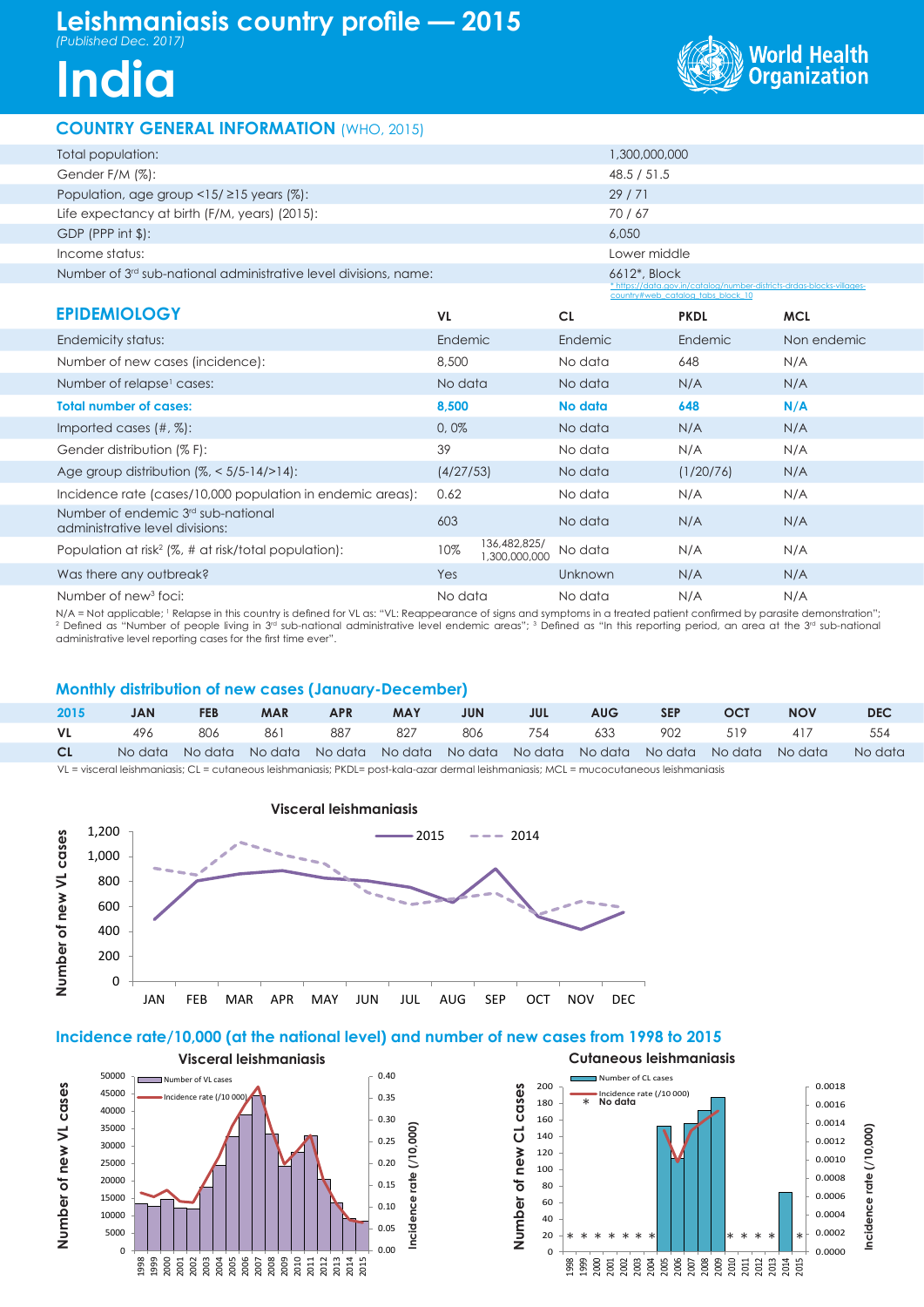# Leishmaniasis country profile — 2015

*(Published Dec. 2017)*

# India

World Health Organization

## COUNTRY GENERAL INFORMATION (WHO, 2015)

| | |
|---|---|
| Total population: | 1,300,000,000 |
| Gender F/M (%): | 48.5 / 51.5 |
| Population, age group <15/ ≥15 years (%): | 29 / 71 |
| Life expectancy at birth (F/M, years) (2015): | 70 / 67 |
| GDP (PPP int $): | 6,050 |
| Income status: | Lower middle |
| Number of 3rd sub-national administrative level divisions, name: | 6612*, Block<br>* https://data.gov.in/catalog/number-districts-drdas-blocks-villages-country#web_catalog_tabs_block_10 |

## EPIDEMIOLOGY

| EPIDEMIOLOGY | VL | | CL | PKDL | MCL |
|---|---|---|---|---|---|
| Endemicity status: | Endemic | | Endemic | Endemic | Non endemic |
| Number of new cases (incidence): | 8,500 | | No data | 648 | N/A |
| Number of relapse[1] cases: | No data | | No data | N/A | N/A |
| **Total number of cases:** | **8,500** | | **No data** | **648** | **N/A** |
| Imported cases (#, %): | 0, 0% | | No data | N/A | N/A |
| Gender distribution (% F): | 39 | | No data | N/A | N/A |
| Age group distribution (%, < 5/5-14/>14): | (4/27/53) | | No data | (1/20/76) | N/A |
| Incidence rate (cases/10,000 population in endemic areas): | 0.62 | | No data | N/A | N/A |
| Number of endemic 3rd sub-national administrative level divisions: | 603 | | No data | N/A | N/A |
| Population at risk[2] (%, # at risk/total population): | 10% | 136,482,825/ 1,300,000,000 | No data | N/A | N/A |
| Was there any outbreak? | Yes | | Unknown | N/A | N/A |
| Number of new[3] foci: | No data | | No data | N/A | N/A |

N/A = Not applicable; [1] Relapse in this country is defined for VL as: "VL: Reappearance of signs and symptoms in a treated patient confirmed by parasite demonstration"; [2] Defined as "Number of people living in 3rd sub-national administrative level endemic areas"; [3] Defined as "In this reporting period, an area at the 3rd sub-national administrative level reporting cases for the first time ever".

## Monthly distribution of new cases (January-December)

| 2015 | JAN | FEB | MAR | APR | MAY | JUN | JUL | AUG | SEP | OCT | NOV | DEC |
|---|---|---|---|---|---|---|---|---|---|---|---|---|
| VL | 496 | 806 | 861 | 887 | 827 | 806 | 754 | 633 | 902 | 519 | 417 | 554 |
| CL | No data | No data | No data | No data | No data | No data | No data | No data | No data | No data | No data | No data |

VL = visceral leishmaniasis; CL = cutaneous leishmaniasis; PKDL= post-kala-azar dermal leishmaniasis; MCL = mucocutaneous leishmaniasis

**Visceral leishmaniasis** (Number of new VL cases, 2015 vs 2014, JAN–DEC)

## Incidence rate/10,000 (at the national level) and number of new cases from 1998 to 2015

**Visceral leishmaniasis** — Number of VL cases; Incidence rate (/10 000)

**Cutaneous leishmaniasis** — Number of CL cases; Incidence rate (/10 000); * No data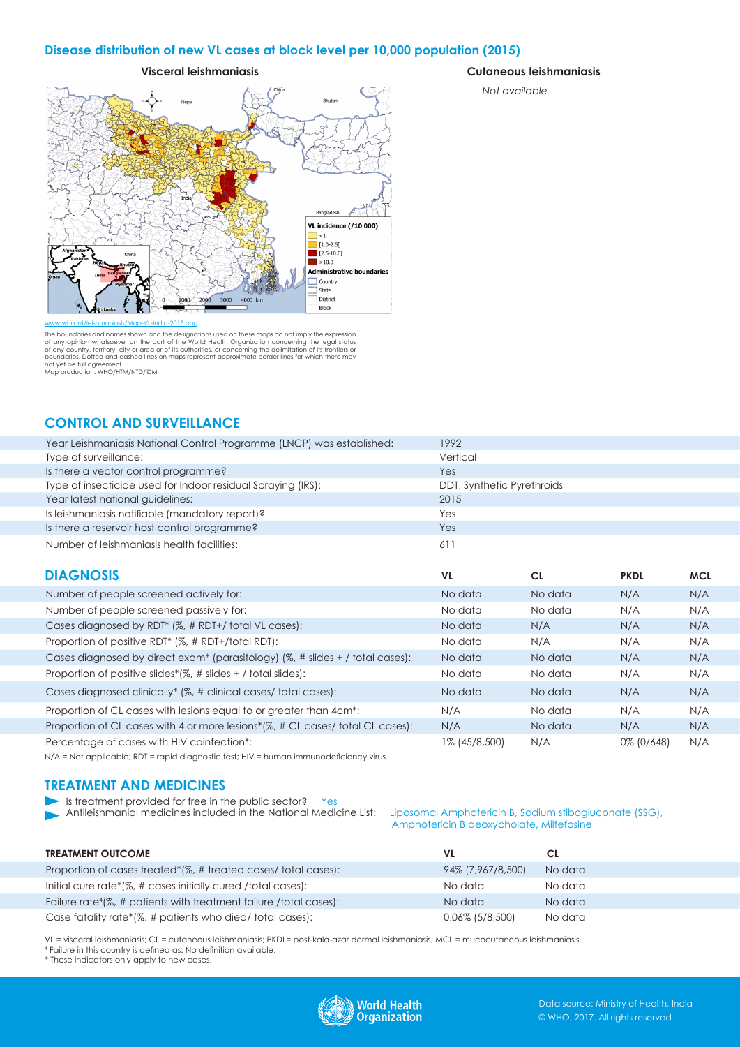## Disease distribution of new VL cases at block level per 10,000 population (2015)

### Visceral leishmaniasis

China
Nepal
Bhutan
India
Bangladesh
VL incidence (/10 000)
<1
[1.0-2.5[
[2.5-10.0[
>10.0
Administrative boundaries
Country
State
District
Block
Afghanistan
Pakistan
China
Nepal
Bhutan
India
Bangladesh
Myanmar
Oman
Sri Lanka
0 1000 2000 3000 4000 km

www.who.int/leishmaniasis/Map-VL-India-2015.png

The boundaries and names shown and the designations used on these maps do not imply the expression of any opinion whatsoever on the part of the World Health Organization concerning the legal status of any country, territory, city or area or of its authorities, or concerning the delimitation of its frontiers or boundaries. Dotted and dashed lines on maps represent approximate border lines for which there may not yet be full agreement.
Map production: WHO/HTM/NTD/IDM

### Cutaneous leishmaniasis

*Not available*

## CONTROL AND SURVEILLANCE

| | |
|---|---|
| Year Leishmaniasis National Control Programme (LNCP) was established: | 1992 |
| Type of surveillance: | Vertical |
| Is there a vector control programme? | Yes |
| Type of insecticide used for Indoor residual Spraying (IRS): | DDT, Synthetic Pyrethroids |
| Year latest national guidelines: | 2015 |
| Is leishmaniasis notifiable (mandatory report)? | Yes |
| Is there a reservoir host control programme? | Yes |
| Number of leishmaniasis health facilities: | 611 |

## DIAGNOSIS

| DIAGNOSIS | VL | CL | PKDL | MCL |
|---|---|---|---|---|
| Number of people screened actively for: | No data | No data | N/A | N/A |
| Number of people screened passively for: | No data | No data | N/A | N/A |
| Cases diagnosed by RDT* (%, # RDT+/ total VL cases): | No data | N/A | N/A | N/A |
| Proportion of positive RDT* (%, # RDT+/total RDT): | No data | N/A | N/A | N/A |
| Cases diagnosed by direct exam* (parasitology) (%, # slides + / total cases): | No data | No data | N/A | N/A |
| Proportion of positive slides*(%, # slides + / total slides): | No data | No data | N/A | N/A |
| Cases diagnosed clinically* (%, # clinical cases/ total cases): | No data | No data | N/A | N/A |
| Proportion of CL cases with lesions equal to or greater than 4cm*: | N/A | No data | N/A | N/A |
| Proportion of CL cases with 4 or more lesions*(%, # CL cases/ total CL cases): | N/A | No data | N/A | N/A |
| Percentage of cases with HIV coinfection*: | 1% (45/8,500) | N/A | 0% (0/648) | N/A |

N/A = Not applicable; RDT = rapid diagnostic test; HIV = human immunodeficiency virus.

## TREATMENT AND MEDICINES

- Is treatment provided for free in the public sector? Yes
- Antileishmanial medicines included in the National Medicine List: Liposomal Amphotericin B, Sodium stibogluconate (SSG), Amphotericin B deoxycholate, Miltefosine

| TREATMENT OUTCOME | VL | CL |
|---|---|---|
| Proportion of cases treated*(%, # treated cases/ total cases): | 94% (7,967/8,500) | No data |
| Initial cure rate*(%, # cases initially cured /total cases): | No data | No data |
| Failure rate[4](%, # patients with treatment failure /total cases): | No data | No data |
| Case fatality rate*(%, # patients who died/ total cases): | 0.06% (5/8,500) | No data |

VL = visceral leishmaniasis; CL = cutaneous leishmaniasis; PKDL= post-kala-azar dermal leishmaniasis; MCL = mucocutaneous leishmaniasis
[4] Failure in this country is defined as: No definition available.
* These indicators only apply to new cases.

World Health Organization

Data source: Ministry of Health, India
© WHO, 2017. All rights reserved